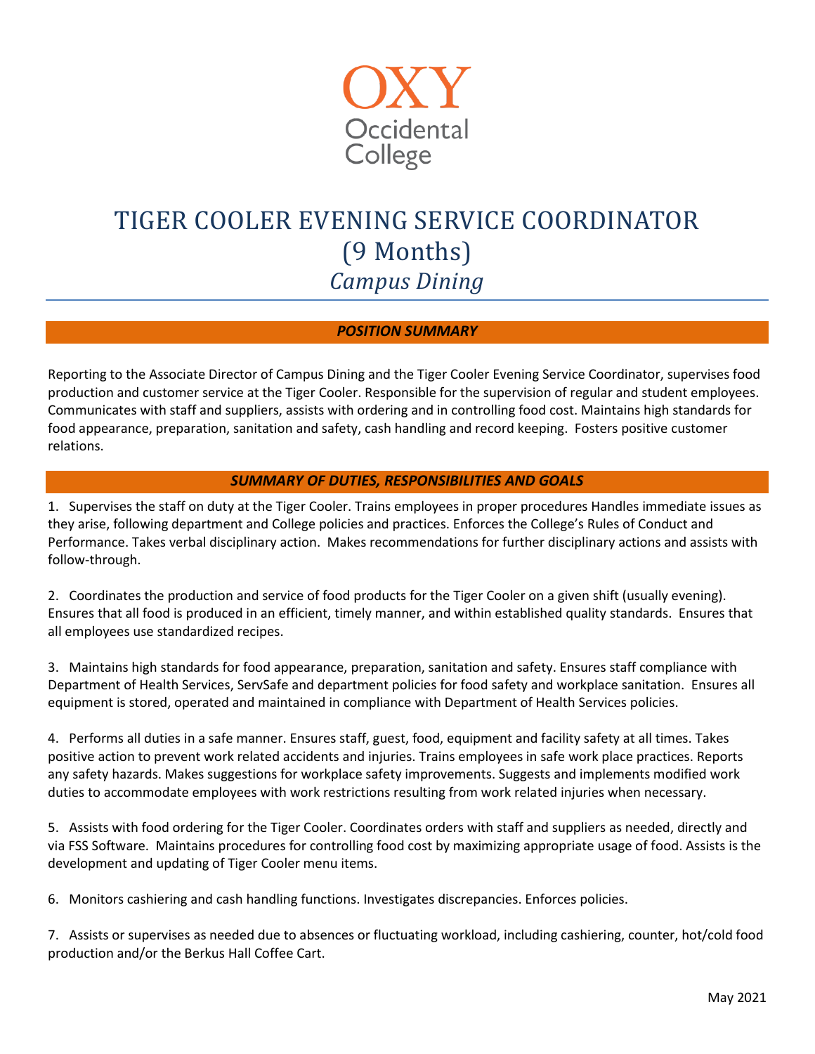OXY
Occidental
College

# TIGER COOLER EVENING SERVICE COORDINATOR (9 Months)

## *Campus Dining*

### *POSITION SUMMARY*

Reporting to the Associate Director of Campus Dining and the Tiger Cooler Evening Service Coordinator, supervises food production and customer service at the Tiger Cooler. Responsible for the supervision of regular and student employees. Communicates with staff and suppliers, assists with ordering and in controlling food cost. Maintains high standards for food appearance, preparation, sanitation and safety, cash handling and record keeping. Fosters positive customer relations.

### *SUMMARY OF DUTIES, RESPONSIBILITIES AND GOALS*

1. Supervises the staff on duty at the Tiger Cooler. Trains employees in proper procedures Handles immediate issues as they arise, following department and College policies and practices. Enforces the College's Rules of Conduct and Performance. Takes verbal disciplinary action. Makes recommendations for further disciplinary actions and assists with follow-through.

2. Coordinates the production and service of food products for the Tiger Cooler on a given shift (usually evening). Ensures that all food is produced in an efficient, timely manner, and within established quality standards. Ensures that all employees use standardized recipes.

3. Maintains high standards for food appearance, preparation, sanitation and safety. Ensures staff compliance with Department of Health Services, ServSafe and department policies for food safety and workplace sanitation. Ensures all equipment is stored, operated and maintained in compliance with Department of Health Services policies.

4. Performs all duties in a safe manner. Ensures staff, guest, food, equipment and facility safety at all times. Takes positive action to prevent work related accidents and injuries. Trains employees in safe work place practices. Reports any safety hazards. Makes suggestions for workplace safety improvements. Suggests and implements modified work duties to accommodate employees with work restrictions resulting from work related injuries when necessary.

5. Assists with food ordering for the Tiger Cooler. Coordinates orders with staff and suppliers as needed, directly and via FSS Software. Maintains procedures for controlling food cost by maximizing appropriate usage of food. Assists is the development and updating of Tiger Cooler menu items.

6. Monitors cashiering and cash handling functions. Investigates discrepancies. Enforces policies.

7. Assists or supervises as needed due to absences or fluctuating workload, including cashiering, counter, hot/cold food production and/or the Berkus Hall Coffee Cart.

May 2021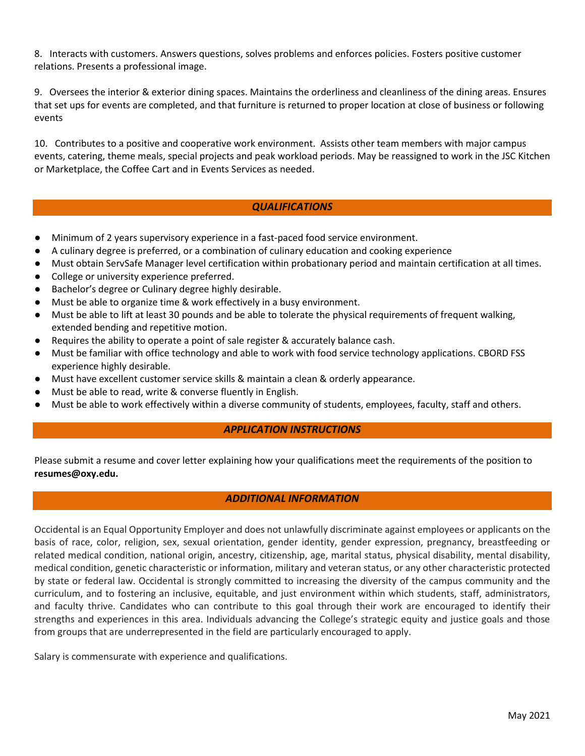8. Interacts with customers. Answers questions, solves problems and enforces policies. Fosters positive customer relations. Presents a professional image.

9. Oversees the interior & exterior dining spaces. Maintains the orderliness and cleanliness of the dining areas. Ensures that set ups for events are completed, and that furniture is returned to proper location at close of business or following events

10. Contributes to a positive and cooperative work environment. Assists other team members with major campus events, catering, theme meals, special projects and peak workload periods. May be reassigned to work in the JSC Kitchen or Marketplace, the Coffee Cart and in Events Services as needed.

## *QUALIFICATIONS*

- Minimum of 2 years supervisory experience in a fast-paced food service environment.
- A culinary degree is preferred, or a combination of culinary education and cooking experience
- Must obtain ServSafe Manager level certification within probationary period and maintain certification at all times.
- College or university experience preferred.
- Bachelor's degree or Culinary degree highly desirable.
- Must be able to organize time & work effectively in a busy environment.
- Must be able to lift at least 30 pounds and be able to tolerate the physical requirements of frequent walking, extended bending and repetitive motion.
- Requires the ability to operate a point of sale register & accurately balance cash.
- Must be familiar with office technology and able to work with food service technology applications. CBORD FSS experience highly desirable.
- Must have excellent customer service skills & maintain a clean & orderly appearance.
- Must be able to read, write & converse fluently in English.
- Must be able to work effectively within a diverse community of students, employees, faculty, staff and others.

## *APPLICATION INSTRUCTIONS*

Please submit a resume and cover letter explaining how your qualifications meet the requirements of the position to **resumes@oxy.edu.**

## *ADDITIONAL INFORMATION*

Occidental is an Equal Opportunity Employer and does not unlawfully discriminate against employees or applicants on the basis of race, color, religion, sex, sexual orientation, gender identity, gender expression, pregnancy, breastfeeding or related medical condition, national origin, ancestry, citizenship, age, marital status, physical disability, mental disability, medical condition, genetic characteristic or information, military and veteran status, or any other characteristic protected by state or federal law. Occidental is strongly committed to increasing the diversity of the campus community and the curriculum, and to fostering an inclusive, equitable, and just environment within which students, staff, administrators, and faculty thrive. Candidates who can contribute to this goal through their work are encouraged to identify their strengths and experiences in this area. Individuals advancing the College's strategic equity and justice goals and those from groups that are underrepresented in the field are particularly encouraged to apply.

Salary is commensurate with experience and qualifications.

May 2021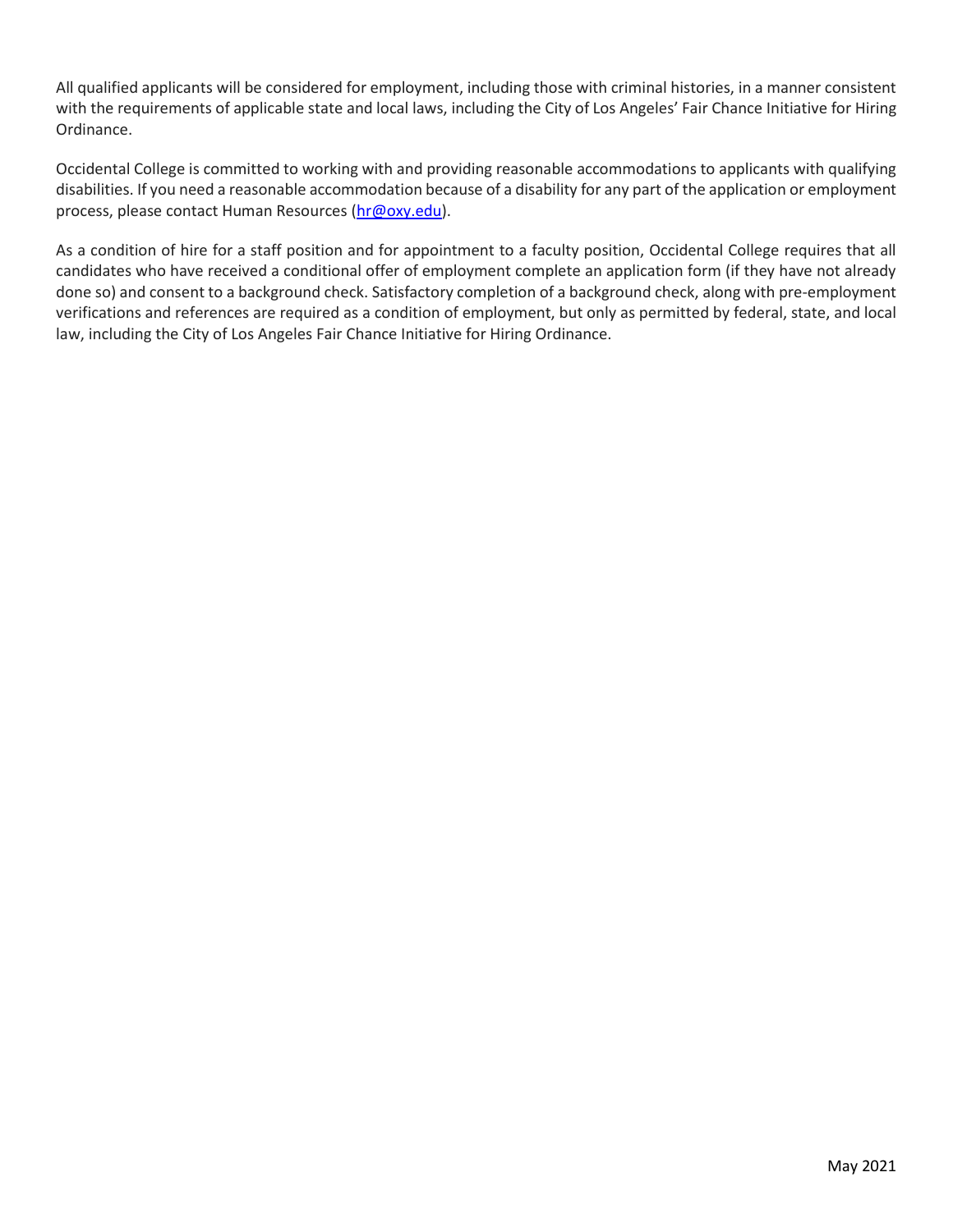All qualified applicants will be considered for employment, including those with criminal histories, in a manner consistent with the requirements of applicable state and local laws, including the City of Los Angeles' Fair Chance Initiative for Hiring Ordinance.

Occidental College is committed to working with and providing reasonable accommodations to applicants with qualifying disabilities. If you need a reasonable accommodation because of a disability for any part of the application or employment process, please contact Human Resources ([hr@oxy.edu](mailto:hr@oxy.edu)).

As a condition of hire for a staff position and for appointment to a faculty position, Occidental College requires that all candidates who have received a conditional offer of employment complete an application form (if they have not already done so) and consent to a background check. Satisfactory completion of a background check, along with pre-employment verifications and references are required as a condition of employment, but only as permitted by federal, state, and local law, including the City of Los Angeles Fair Chance Initiative for Hiring Ordinance.

May 2021